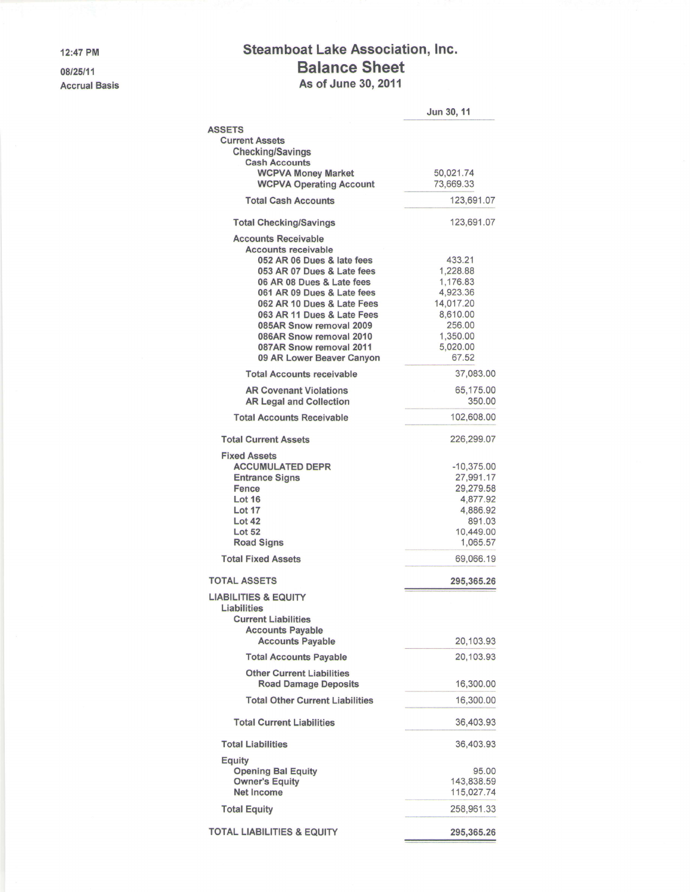12:47 PM
08/25/11
Accrual Basis

# Steamboat Lake Association, Inc.
## Balance Sheet
### As of June 30, 2011

| | Jun 30, 11 |
|---|---|
| **ASSETS** | |
| **Current Assets** | |
| **Checking/Savings** | |
| **Cash Accounts** | |
| **WCPVA Money Market** | 50,021.74 |
| **WCPVA Operating Account** | 73,669.33 |
| **Total Cash Accounts** | 123,691.07 |
| **Total Checking/Savings** | 123,691.07 |
| **Accounts Receivable** | |
| **Accounts receivable** | |
| **052 AR 06 Dues & late fees** | 433.21 |
| **053 AR 07 Dues & Late fees** | 1,228.88 |
| **06 AR 08 Dues & Late fees** | 1,176.83 |
| **061 AR 09 Dues & Late fees** | 4,923.36 |
| **062 AR 10 Dues & Late Fees** | 14,017.20 |
| **063 AR 11 Dues & Late Fees** | 8,610.00 |
| **085AR Snow removal 2009** | 256.00 |
| **086AR Snow removal 2010** | 1,350.00 |
| **087AR Snow removal 2011** | 5,020.00 |
| **09 AR Lower Beaver Canyon** | 67.52 |
| **Total Accounts receivable** | 37,083.00 |
| **AR Covenant Violations** | 65,175.00 |
| **AR Legal and Collection** | 350.00 |
| **Total Accounts Receivable** | 102,608.00 |
| **Total Current Assets** | 226,299.07 |
| **Fixed Assets** | |
| **ACCUMULATED DEPR** | -10,375.00 |
| **Entrance Signs** | 27,991.17 |
| **Fence** | 29,279.58 |
| **Lot 16** | 4,877.92 |
| **Lot 17** | 4,886.92 |
| **Lot 42** | 891.03 |
| **Lot 52** | 10,449.00 |
| **Road Signs** | 1,065.57 |
| **Total Fixed Assets** | 69,066.19 |
| **TOTAL ASSETS** | **295,365.26** |
| **LIABILITIES & EQUITY** | |
| **Liabilities** | |
| **Current Liabilities** | |
| **Accounts Payable** | |
| **Accounts Payable** | 20,103.93 |
| **Total Accounts Payable** | 20,103.93 |
| **Other Current Liabilities** | |
| **Road Damage Deposits** | 16,300.00 |
| **Total Other Current Liabilities** | 16,300.00 |
| **Total Current Liabilities** | 36,403.93 |
| **Total Liabilities** | 36,403.93 |
| **Equity** | |
| **Opening Bal Equity** | 95.00 |
| **Owner's Equity** | 143,838.59 |
| **Net Income** | 115,027.74 |
| **Total Equity** | 258,961.33 |
| **TOTAL LIABILITIES & EQUITY** | **295,365.26** |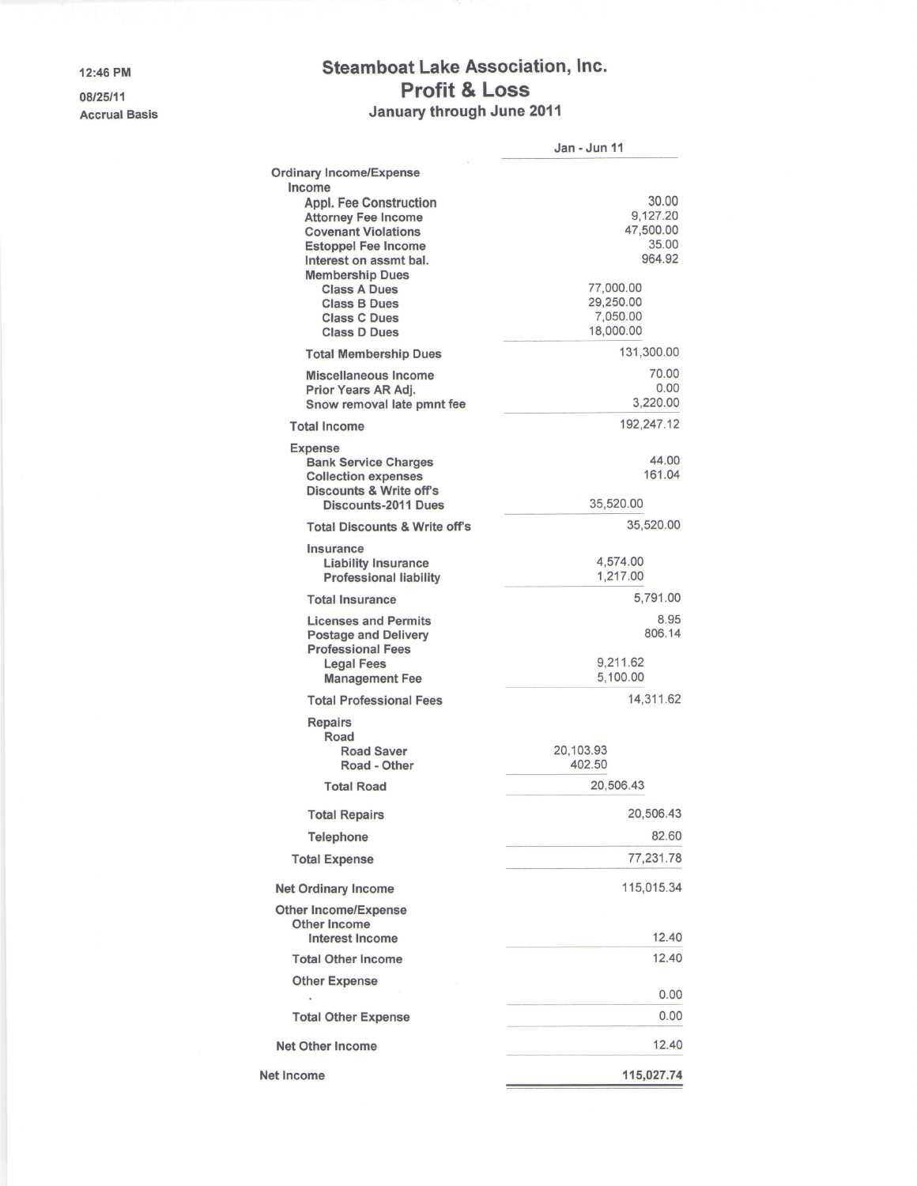12:46 PM

08/25/11

Accrual Basis

# Steamboat Lake Association, Inc.
## Profit & Loss
### January through June 2011

| | | Jan - Jun 11 |
|---|---|---|
| **Ordinary Income/Expense** | | |
| **Income** | | |
| Appl. Fee Construction | | 30.00 |
| Attorney Fee Income | | 9,127.20 |
| Covenant Violations | | 47,500.00 |
| Estoppel Fee Income | | 35.00 |
| Interest on assmt bal. | | 964.92 |
| Membership Dues | | |
| Class A Dues | 77,000.00 | |
| Class B Dues | 29,250.00 | |
| Class C Dues | 7,050.00 | |
| Class D Dues | 18,000.00 | |
| Total Membership Dues | | 131,300.00 |
| Miscellaneous Income | | 70.00 |
| Prior Years AR Adj. | | 0.00 |
| Snow removal late pmnt fee | | 3,220.00 |
| **Total Income** | | 192,247.12 |
| **Expense** | | |
| Bank Service Charges | | 44.00 |
| Collection expenses | | 161.04 |
| Discounts & Write off's | | |
| Discounts-2011 Dues | 35,520.00 | |
| Total Discounts & Write off's | | 35,520.00 |
| Insurance | | |
| Liability Insurance | 4,574.00 | |
| Professional liability | 1,217.00 | |
| Total Insurance | | 5,791.00 |
| Licenses and Permits | | 8.95 |
| Postage and Delivery | | 806.14 |
| Professional Fees | | |
| Legal Fees | 9,211.62 | |
| Management Fee | 5,100.00 | |
| Total Professional Fees | | 14,311.62 |
| Repairs | | |
| Road | | |
| Road Saver | 20,103.93 | |
| Road - Other | 402.50 | |
| Total Road | 20,506.43 | |
| Total Repairs | | 20,506.43 |
| Telephone | | 82.60 |
| **Total Expense** | | 77,231.78 |
| **Net Ordinary Income** | | 115,015.34 |
| **Other Income/Expense** | | |
| Other Income | | |
| Interest Income | | 12.40 |
| Total Other Income | | 12.40 |
| Other Expense | | |
| . | | 0.00 |
| Total Other Expense | | 0.00 |
| **Net Other Income** | | 12.40 |
| **Net Income** | | **115,027.74** |